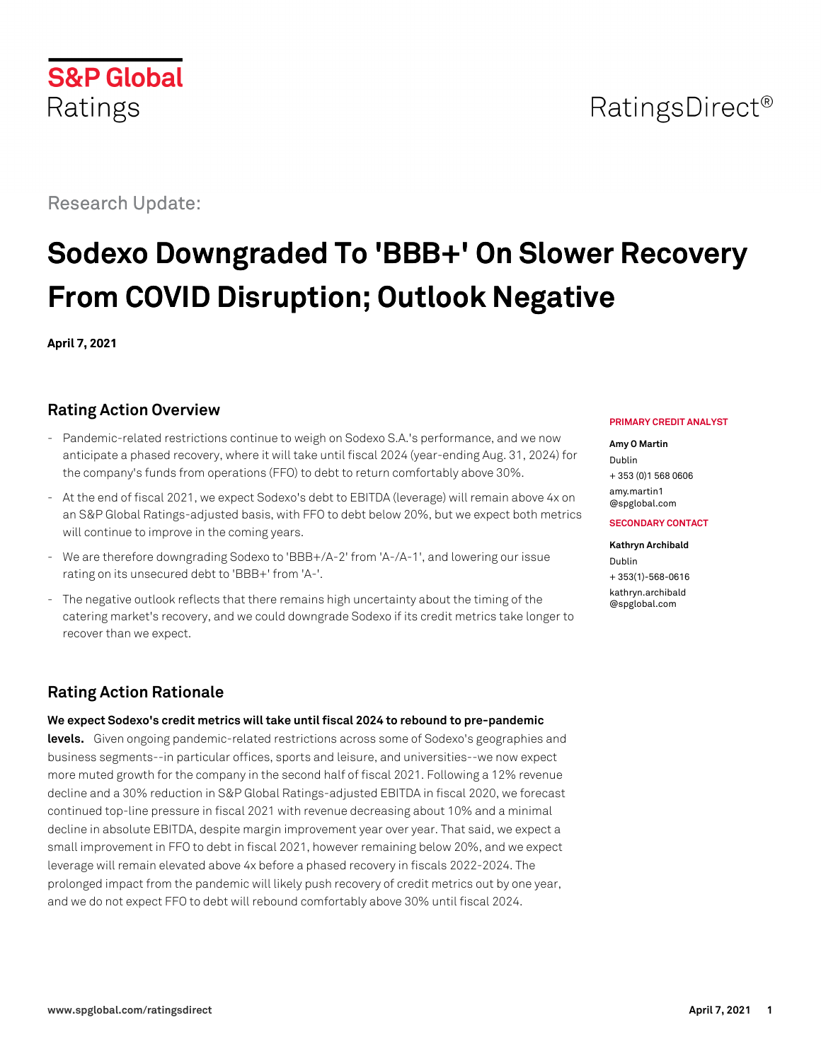S&P Global Ratings

RatingsDirect®

Research Update:

# Sodexo Downgraded To 'BBB+' On Slower Recovery From COVID Disruption; Outlook Negative

**April 7, 2021**

**PRIMARY CREDIT ANALYST**

**Amy O Martin**
Dublin
+ 353 (0)1 568 0606
amy.martin1
@spglobal.com

**SECONDARY CONTACT**

**Kathryn Archibald**
Dublin
+ 353(1)-568-0616
kathryn.archibald
@spglobal.com

## Rating Action Overview

- Pandemic-related restrictions continue to weigh on Sodexo S.A.'s performance, and we now anticipate a phased recovery, where it will take until fiscal 2024 (year-ending Aug. 31, 2024) for the company's funds from operations (FFO) to debt to return comfortably above 30%.
- At the end of fiscal 2021, we expect Sodexo's debt to EBITDA (leverage) will remain above 4x on an S&P Global Ratings-adjusted basis, with FFO to debt below 20%, but we expect both metrics will continue to improve in the coming years.
- We are therefore downgrading Sodexo to 'BBB+/A-2' from 'A-/A-1', and lowering our issue rating on its unsecured debt to 'BBB+' from 'A-'.
- The negative outlook reflects that there remains high uncertainty about the timing of the catering market's recovery, and we could downgrade Sodexo if its credit metrics take longer to recover than we expect.

## Rating Action Rationale

**We expect Sodexo's credit metrics will take until fiscal 2024 to rebound to pre-pandemic levels.** Given ongoing pandemic-related restrictions across some of Sodexo's geographies and business segments--in particular offices, sports and leisure, and universities--we now expect more muted growth for the company in the second half of fiscal 2021. Following a 12% revenue decline and a 30% reduction in S&P Global Ratings-adjusted EBITDA in fiscal 2020, we forecast continued top-line pressure in fiscal 2021 with revenue decreasing about 10% and a minimal decline in absolute EBITDA, despite margin improvement year over year. That said, we expect a small improvement in FFO to debt in fiscal 2021, however remaining below 20%, and we expect leverage will remain elevated above 4x before a phased recovery in fiscals 2022-2024. The prolonged impact from the pandemic will likely push recovery of credit metrics out by one year, and we do not expect FFO to debt will rebound comfortably above 30% until fiscal 2024.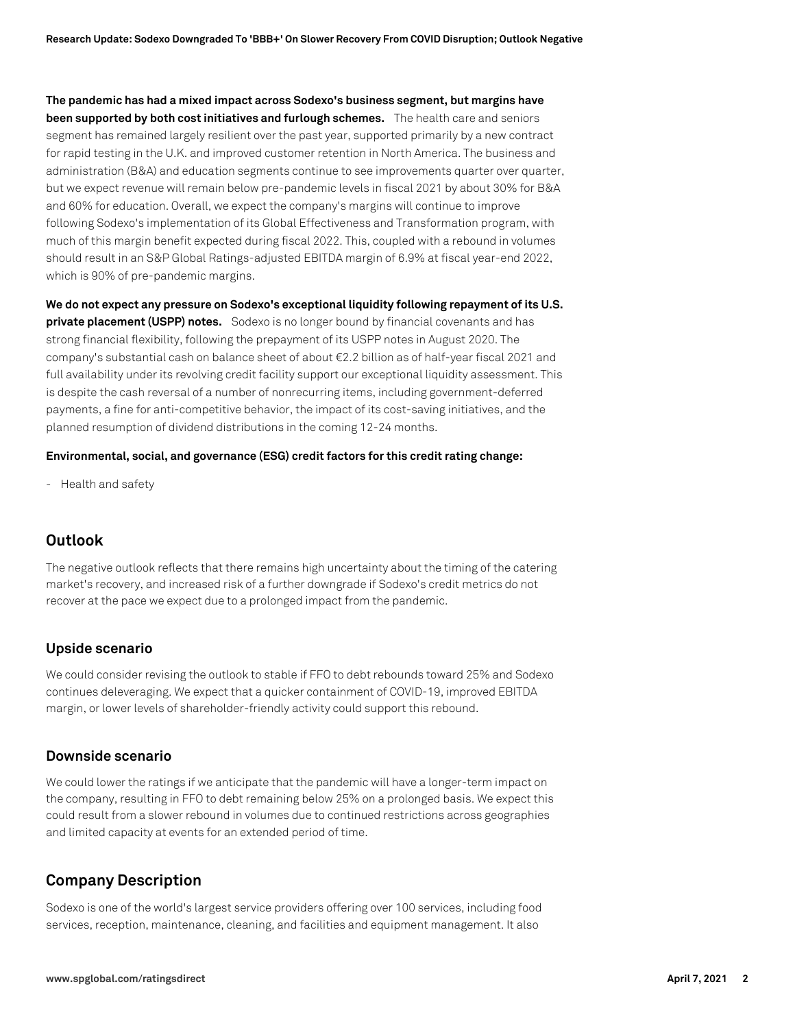**The pandemic has had a mixed impact across Sodexo's business segment, but margins have been supported by both cost initiatives and furlough schemes.** The health care and seniors segment has remained largely resilient over the past year, supported primarily by a new contract for rapid testing in the U.K. and improved customer retention in North America. The business and administration (B&A) and education segments continue to see improvements quarter over quarter, but we expect revenue will remain below pre-pandemic levels in fiscal 2021 by about 30% for B&A and 60% for education. Overall, we expect the company's margins will continue to improve following Sodexo's implementation of its Global Effectiveness and Transformation program, with much of this margin benefit expected during fiscal 2022. This, coupled with a rebound in volumes should result in an S&P Global Ratings-adjusted EBITDA margin of 6.9% at fiscal year-end 2022, which is 90% of pre-pandemic margins.

**We do not expect any pressure on Sodexo's exceptional liquidity following repayment of its U.S. private placement (USPP) notes.** Sodexo is no longer bound by financial covenants and has strong financial flexibility, following the prepayment of its USPP notes in August 2020. The company's substantial cash on balance sheet of about €2.2 billion as of half-year fiscal 2021 and full availability under its revolving credit facility support our exceptional liquidity assessment. This is despite the cash reversal of a number of nonrecurring items, including government-deferred payments, a fine for anti-competitive behavior, the impact of its cost-saving initiatives, and the planned resumption of dividend distributions in the coming 12-24 months.

**Environmental, social, and governance (ESG) credit factors for this credit rating change:**

- Health and safety

## Outlook

The negative outlook reflects that there remains high uncertainty about the timing of the catering market's recovery, and increased risk of a further downgrade if Sodexo's credit metrics do not recover at the pace we expect due to a prolonged impact from the pandemic.

### Upside scenario

We could consider revising the outlook to stable if FFO to debt rebounds toward 25% and Sodexo continues deleveraging. We expect that a quicker containment of COVID-19, improved EBITDA margin, or lower levels of shareholder-friendly activity could support this rebound.

### Downside scenario

We could lower the ratings if we anticipate that the pandemic will have a longer-term impact on the company, resulting in FFO to debt remaining below 25% on a prolonged basis. We expect this could result from a slower rebound in volumes due to continued restrictions across geographies and limited capacity at events for an extended period of time.

## Company Description

Sodexo is one of the world's largest service providers offering over 100 services, including food services, reception, maintenance, cleaning, and facilities and equipment management. It also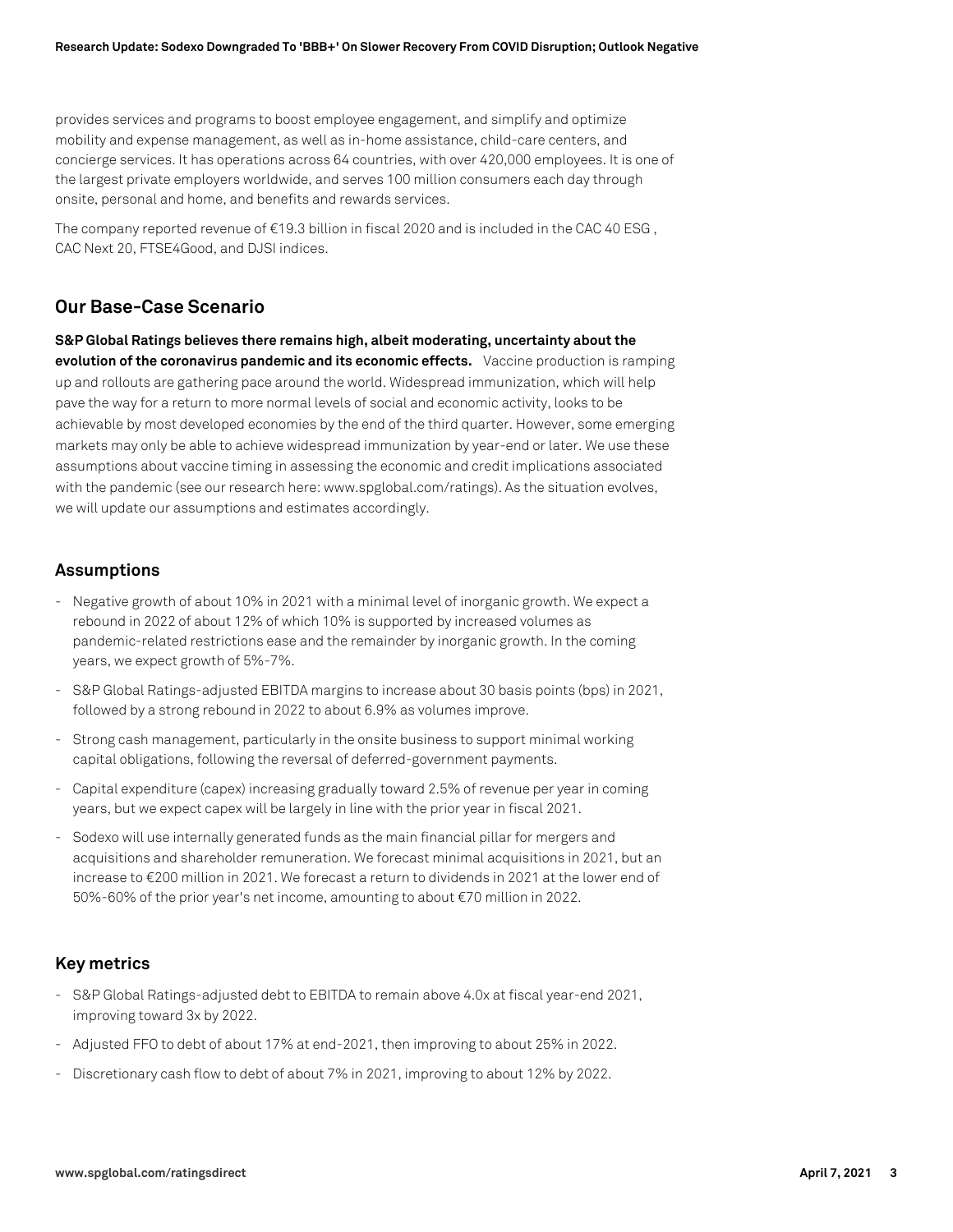provides services and programs to boost employee engagement, and simplify and optimize mobility and expense management, as well as in-home assistance, child-care centers, and concierge services. It has operations across 64 countries, with over 420,000 employees. It is one of the largest private employers worldwide, and serves 100 million consumers each day through onsite, personal and home, and benefits and rewards services.

The company reported revenue of €19.3 billion in fiscal 2020 and is included in the CAC 40 ESG , CAC Next 20, FTSE4Good, and DJSI indices.

## Our Base-Case Scenario

**S&P Global Ratings believes there remains high, albeit moderating, uncertainty about the evolution of the coronavirus pandemic and its economic effects.** Vaccine production is ramping up and rollouts are gathering pace around the world. Widespread immunization, which will help pave the way for a return to more normal levels of social and economic activity, looks to be achievable by most developed economies by the end of the third quarter. However, some emerging markets may only be able to achieve widespread immunization by year-end or later. We use these assumptions about vaccine timing in assessing the economic and credit implications associated with the pandemic (see our research here: www.spglobal.com/ratings). As the situation evolves, we will update our assumptions and estimates accordingly.

### Assumptions

- Negative growth of about 10% in 2021 with a minimal level of inorganic growth. We expect a rebound in 2022 of about 12% of which 10% is supported by increased volumes as pandemic-related restrictions ease and the remainder by inorganic growth. In the coming years, we expect growth of 5%-7%.
- S&P Global Ratings-adjusted EBITDA margins to increase about 30 basis points (bps) in 2021, followed by a strong rebound in 2022 to about 6.9% as volumes improve.
- Strong cash management, particularly in the onsite business to support minimal working capital obligations, following the reversal of deferred-government payments.
- Capital expenditure (capex) increasing gradually toward 2.5% of revenue per year in coming years, but we expect capex will be largely in line with the prior year in fiscal 2021.
- Sodexo will use internally generated funds as the main financial pillar for mergers and acquisitions and shareholder remuneration. We forecast minimal acquisitions in 2021, but an increase to €200 million in 2021. We forecast a return to dividends in 2021 at the lower end of 50%-60% of the prior year's net income, amounting to about €70 million in 2022.

### Key metrics

- S&P Global Ratings-adjusted debt to EBITDA to remain above 4.0x at fiscal year-end 2021, improving toward 3x by 2022.
- Adjusted FFO to debt of about 17% at end-2021, then improving to about 25% in 2022.
- Discretionary cash flow to debt of about 7% in 2021, improving to about 12% by 2022.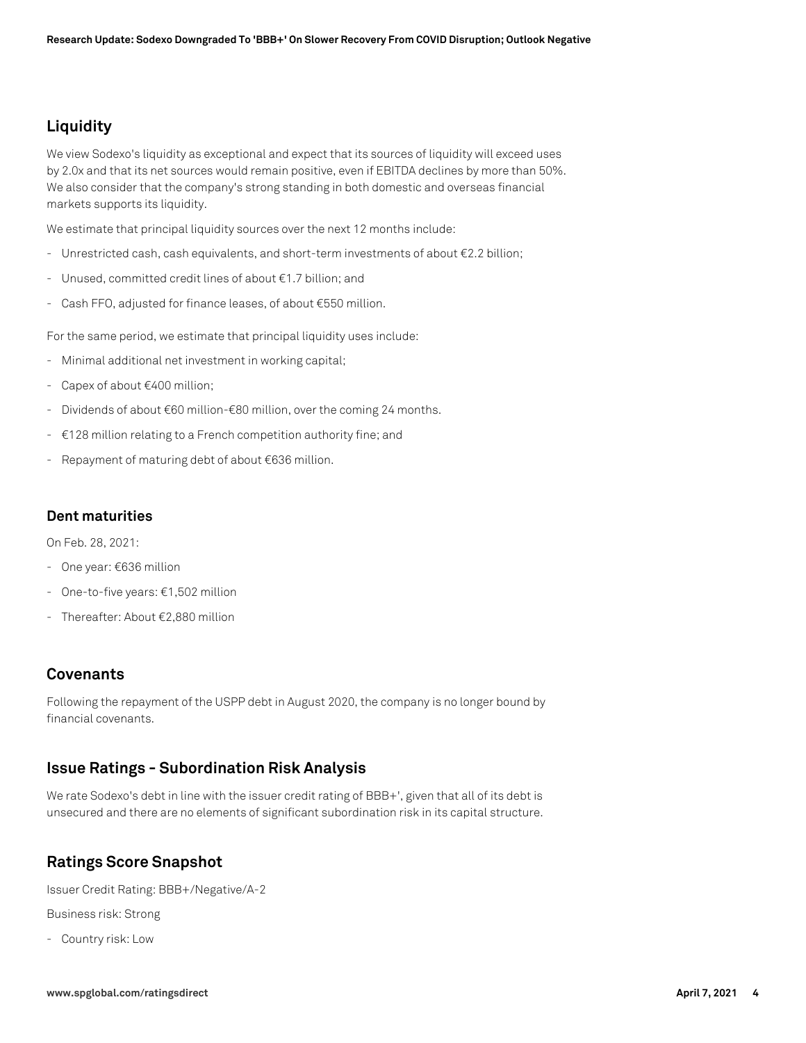## Liquidity

We view Sodexo's liquidity as exceptional and expect that its sources of liquidity will exceed uses by 2.0x and that its net sources would remain positive, even if EBITDA declines by more than 50%. We also consider that the company's strong standing in both domestic and overseas financial markets supports its liquidity.

We estimate that principal liquidity sources over the next 12 months include:

- Unrestricted cash, cash equivalents, and short-term investments of about €2.2 billion;
- Unused, committed credit lines of about €1.7 billion; and
- Cash FFO, adjusted for finance leases, of about €550 million.

For the same period, we estimate that principal liquidity uses include:

- Minimal additional net investment in working capital;
- Capex of about €400 million;
- Dividends of about €60 million-€80 million, over the coming 24 months.
- €128 million relating to a French competition authority fine; and
- Repayment of maturing debt of about €636 million.

### Dent maturities

On Feb. 28, 2021:

- One year: €636 million
- One-to-five years: €1,502 million
- Thereafter: About €2,880 million

## Covenants

Following the repayment of the USPP debt in August 2020, the company is no longer bound by financial covenants.

## Issue Ratings - Subordination Risk Analysis

We rate Sodexo's debt in line with the issuer credit rating of BBB+', given that all of its debt is unsecured and there are no elements of significant subordination risk in its capital structure.

## Ratings Score Snapshot

Issuer Credit Rating: BBB+/Negative/A-2

Business risk: Strong

- Country risk: Low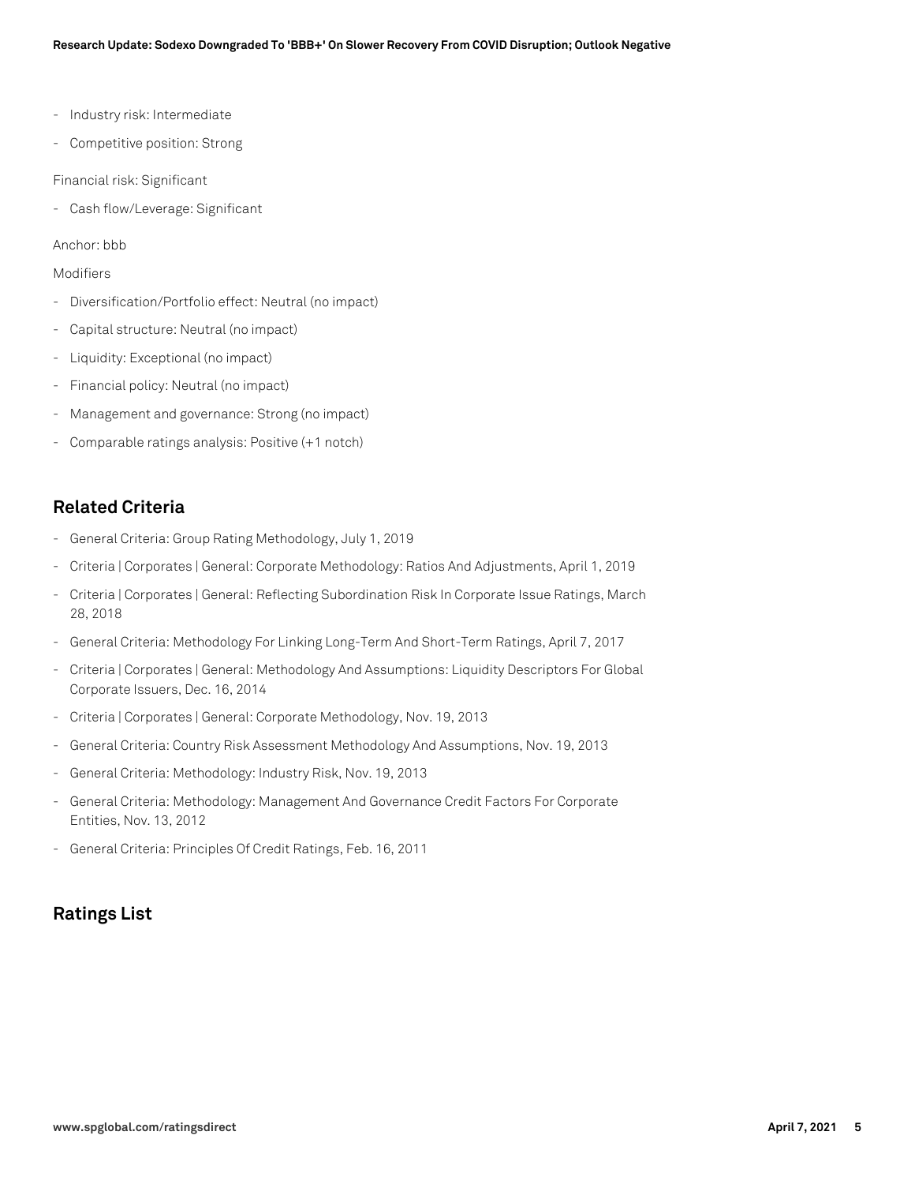- Industry risk: Intermediate
- Competitive position: Strong

Financial risk: Significant

- Cash flow/Leverage: Significant

Anchor: bbb

Modifiers

- Diversification/Portfolio effect: Neutral (no impact)
- Capital structure: Neutral (no impact)
- Liquidity: Exceptional (no impact)
- Financial policy: Neutral (no impact)
- Management and governance: Strong (no impact)
- Comparable ratings analysis: Positive (+1 notch)

## Related Criteria

- General Criteria: Group Rating Methodology, July 1, 2019
- Criteria | Corporates | General: Corporate Methodology: Ratios And Adjustments, April 1, 2019
- Criteria | Corporates | General: Reflecting Subordination Risk In Corporate Issue Ratings, March 28, 2018
- General Criteria: Methodology For Linking Long-Term And Short-Term Ratings, April 7, 2017
- Criteria | Corporates | General: Methodology And Assumptions: Liquidity Descriptors For Global Corporate Issuers, Dec. 16, 2014
- Criteria | Corporates | General: Corporate Methodology, Nov. 19, 2013
- General Criteria: Country Risk Assessment Methodology And Assumptions, Nov. 19, 2013
- General Criteria: Methodology: Industry Risk, Nov. 19, 2013
- General Criteria: Methodology: Management And Governance Credit Factors For Corporate Entities, Nov. 13, 2012
- General Criteria: Principles Of Credit Ratings, Feb. 16, 2011

## Ratings List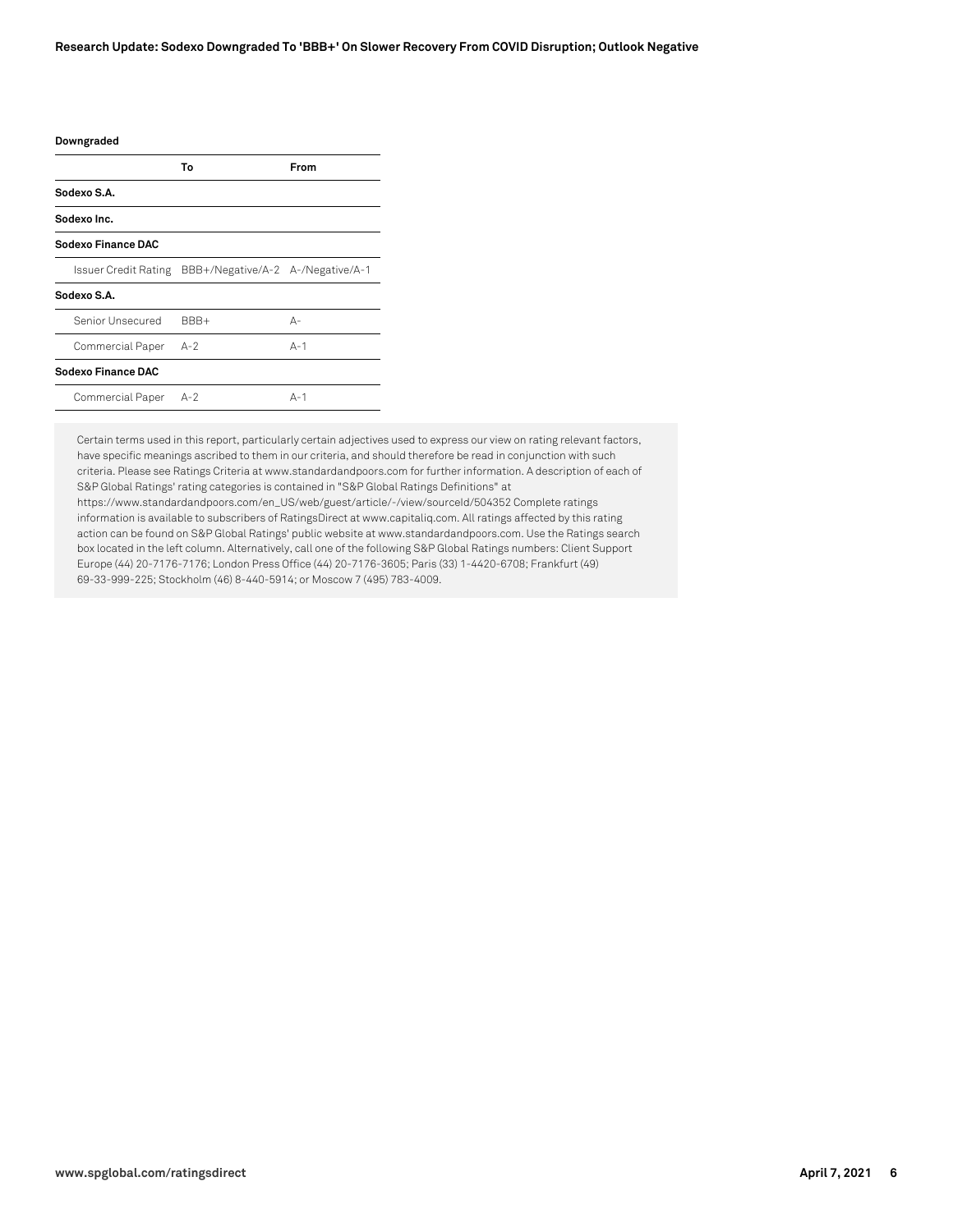**Downgraded**

| | To | From |
|---|---|---|
| **Sodexo S.A.** | | |
| **Sodexo Inc.** | | |
| **Sodexo Finance DAC** | | |
| Issuer Credit Rating | BBB+/Negative/A-2 | A-/Negative/A-1 |
| **Sodexo S.A.** | | |
| Senior Unsecured | BBB+ | A- |
| Commercial Paper | A-2 | A-1 |
| **Sodexo Finance DAC** | | |
| Commercial Paper | A-2 | A-1 |

Certain terms used in this report, particularly certain adjectives used to express our view on rating relevant factors, have specific meanings ascribed to them in our criteria, and should therefore be read in conjunction with such criteria. Please see Ratings Criteria at www.standardandpoors.com for further information. A description of each of S&P Global Ratings' rating categories is contained in "S&P Global Ratings Definitions" at https://www.standardandpoors.com/en_US/web/guest/article/-/view/sourceId/504352 Complete ratings information is available to subscribers of RatingsDirect at www.capitaliq.com. All ratings affected by this rating action can be found on S&P Global Ratings' public website at www.standardandpoors.com. Use the Ratings search box located in the left column. Alternatively, call one of the following S&P Global Ratings numbers: Client Support Europe (44) 20-7176-7176; London Press Office (44) 20-7176-3605; Paris (33) 1-4420-6708; Frankfurt (49) 69-33-999-225; Stockholm (46) 8-440-5914; or Moscow 7 (495) 783-4009.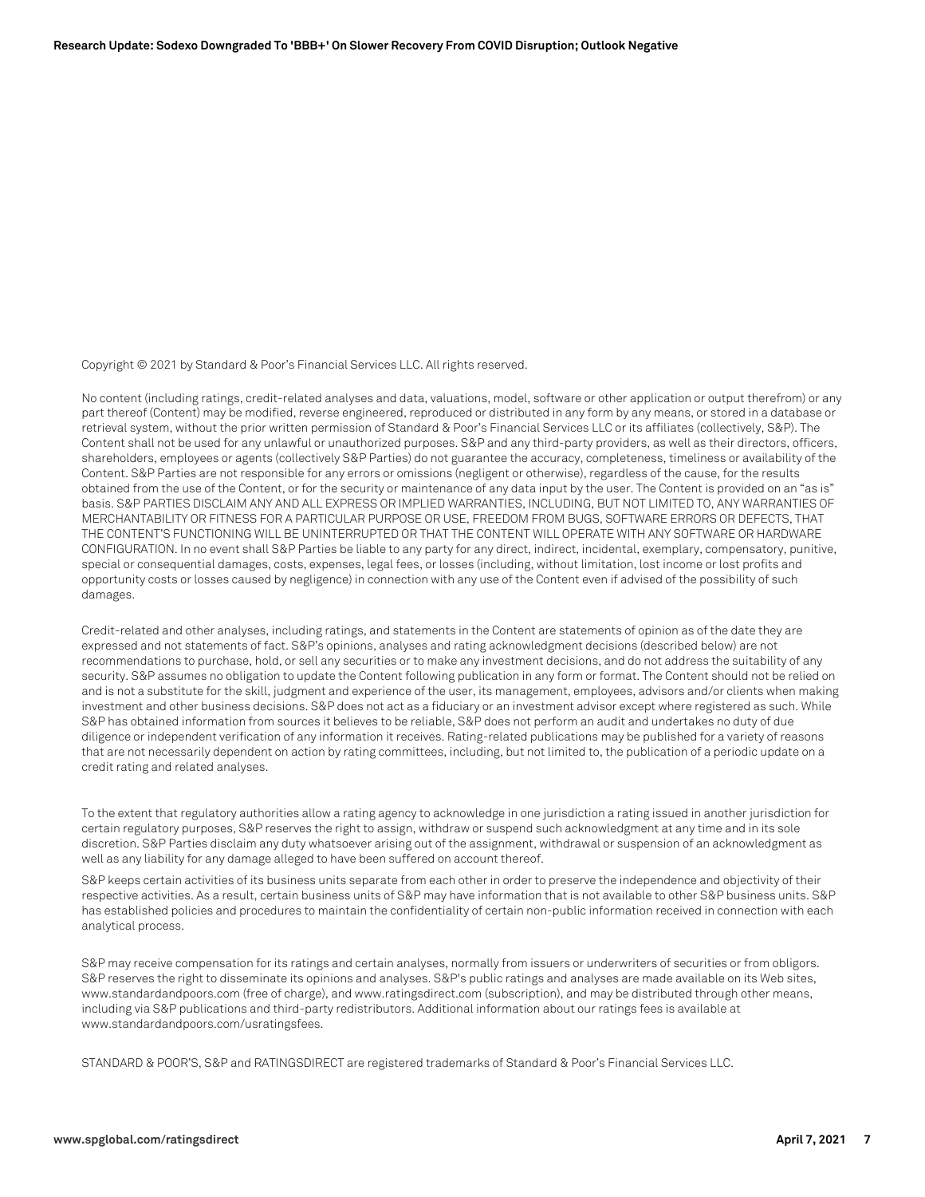Copyright © 2021 by Standard & Poor's Financial Services LLC. All rights reserved.

No content (including ratings, credit-related analyses and data, valuations, model, software or other application or output therefrom) or any part thereof (Content) may be modified, reverse engineered, reproduced or distributed in any form by any means, or stored in a database or retrieval system, without the prior written permission of Standard & Poor's Financial Services LLC or its affiliates (collectively, S&P). The Content shall not be used for any unlawful or unauthorized purposes. S&P and any third-party providers, as well as their directors, officers, shareholders, employees or agents (collectively S&P Parties) do not guarantee the accuracy, completeness, timeliness or availability of the Content. S&P Parties are not responsible for any errors or omissions (negligent or otherwise), regardless of the cause, for the results obtained from the use of the Content, or for the security or maintenance of any data input by the user. The Content is provided on an "as is" basis. S&P PARTIES DISCLAIM ANY AND ALL EXPRESS OR IMPLIED WARRANTIES, INCLUDING, BUT NOT LIMITED TO, ANY WARRANTIES OF MERCHANTABILITY OR FITNESS FOR A PARTICULAR PURPOSE OR USE, FREEDOM FROM BUGS, SOFTWARE ERRORS OR DEFECTS, THAT THE CONTENT'S FUNCTIONING WILL BE UNINTERRUPTED OR THAT THE CONTENT WILL OPERATE WITH ANY SOFTWARE OR HARDWARE CONFIGURATION. In no event shall S&P Parties be liable to any party for any direct, indirect, incidental, exemplary, compensatory, punitive, special or consequential damages, costs, expenses, legal fees, or losses (including, without limitation, lost income or lost profits and opportunity costs or losses caused by negligence) in connection with any use of the Content even if advised of the possibility of such damages.

Credit-related and other analyses, including ratings, and statements in the Content are statements of opinion as of the date they are expressed and not statements of fact. S&P's opinions, analyses and rating acknowledgment decisions (described below) are not recommendations to purchase, hold, or sell any securities or to make any investment decisions, and do not address the suitability of any security. S&P assumes no obligation to update the Content following publication in any form or format. The Content should not be relied on and is not a substitute for the skill, judgment and experience of the user, its management, employees, advisors and/or clients when making investment and other business decisions. S&P does not act as a fiduciary or an investment advisor except where registered as such. While S&P has obtained information from sources it believes to be reliable, S&P does not perform an audit and undertakes no duty of due diligence or independent verification of any information it receives. Rating-related publications may be published for a variety of reasons that are not necessarily dependent on action by rating committees, including, but not limited to, the publication of a periodic update on a credit rating and related analyses.

To the extent that regulatory authorities allow a rating agency to acknowledge in one jurisdiction a rating issued in another jurisdiction for certain regulatory purposes, S&P reserves the right to assign, withdraw or suspend such acknowledgment at any time and in its sole discretion. S&P Parties disclaim any duty whatsoever arising out of the assignment, withdrawal or suspension of an acknowledgment as well as any liability for any damage alleged to have been suffered on account thereof.

S&P keeps certain activities of its business units separate from each other in order to preserve the independence and objectivity of their respective activities. As a result, certain business units of S&P may have information that is not available to other S&P business units. S&P has established policies and procedures to maintain the confidentiality of certain non-public information received in connection with each analytical process.

S&P may receive compensation for its ratings and certain analyses, normally from issuers or underwriters of securities or from obligors. S&P reserves the right to disseminate its opinions and analyses. S&P's public ratings and analyses are made available on its Web sites, www.standardandpoors.com (free of charge), and www.ratingsdirect.com (subscription), and may be distributed through other means, including via S&P publications and third-party redistributors. Additional information about our ratings fees is available at www.standardandpoors.com/usratingsfees.

STANDARD & POOR'S, S&P and RATINGSDIRECT are registered trademarks of Standard & Poor's Financial Services LLC.